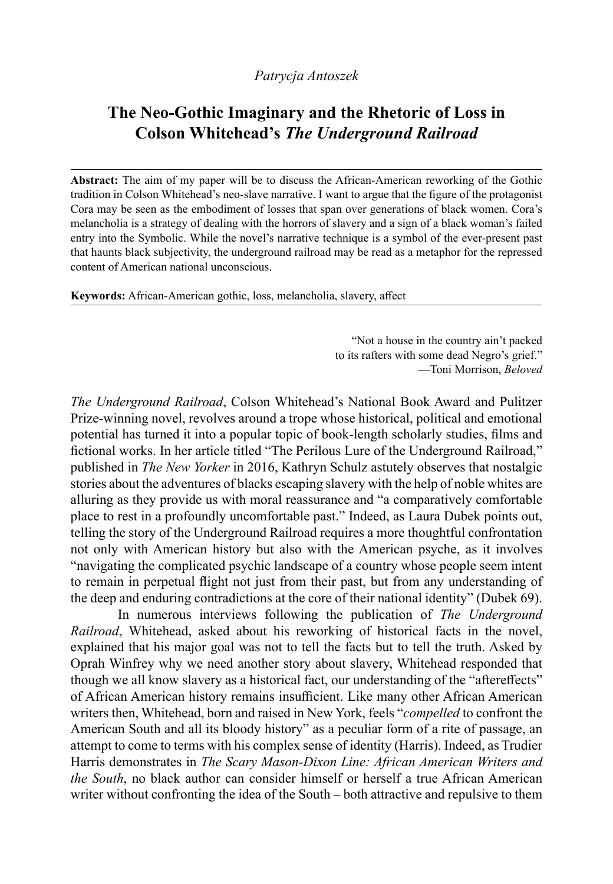*Patrycja Antoszek*

# The Neo-Gothic Imaginary and the Rhetoric of Loss in Colson Whitehead's *The Underground Railroad*

**Abstract:** The aim of my paper will be to discuss the African-American reworking of the Gothic tradition in Colson Whitehead's neo-slave narrative. I want to argue that the figure of the protagonist Cora may be seen as the embodiment of losses that span over generations of black women. Cora's melancholia is a strategy of dealing with the horrors of slavery and a sign of a black woman's failed entry into the Symbolic. While the novel's narrative technique is a symbol of the ever-present past that haunts black subjectivity, the underground railroad may be read as a metaphor for the repressed content of American national unconscious.

**Keywords:** African-American gothic, loss, melancholia, slavery, affect

> "Not a house in the country ain't packed
> to its rafters with some dead Negro's grief."
> —Toni Morrison, *Beloved*

*The Underground Railroad*, Colson Whitehead's National Book Award and Pulitzer Prize-winning novel, revolves around a trope whose historical, political and emotional potential has turned it into a popular topic of book-length scholarly studies, films and fictional works. In her article titled "The Perilous Lure of the Underground Railroad," published in *The New Yorker* in 2016, Kathryn Schulz astutely observes that nostalgic stories about the adventures of blacks escaping slavery with the help of noble whites are alluring as they provide us with moral reassurance and "a comparatively comfortable place to rest in a profoundly uncomfortable past." Indeed, as Laura Dubek points out, telling the story of the Underground Railroad requires a more thoughtful confrontation not only with American history but also with the American psyche, as it involves "navigating the complicated psychic landscape of a country whose people seem intent to remain in perpetual flight not just from their past, but from any understanding of the deep and enduring contradictions at the core of their national identity" (Dubek 69).

In numerous interviews following the publication of *The Underground Railroad*, Whitehead, asked about his reworking of historical facts in the novel, explained that his major goal was not to tell the facts but to tell the truth. Asked by Oprah Winfrey why we need another story about slavery, Whitehead responded that though we all know slavery as a historical fact, our understanding of the "aftereffects" of African American history remains insufficient. Like many other African American writers then, Whitehead, born and raised in New York, feels "*compelled* to confront the American South and all its bloody history" as a peculiar form of a rite of passage, an attempt to come to terms with his complex sense of identity (Harris). Indeed, as Trudier Harris demonstrates in *The Scary Mason-Dixon Line: African American Writers and the South*, no black author can consider himself or herself a true African American writer without confronting the idea of the South – both attractive and repulsive to them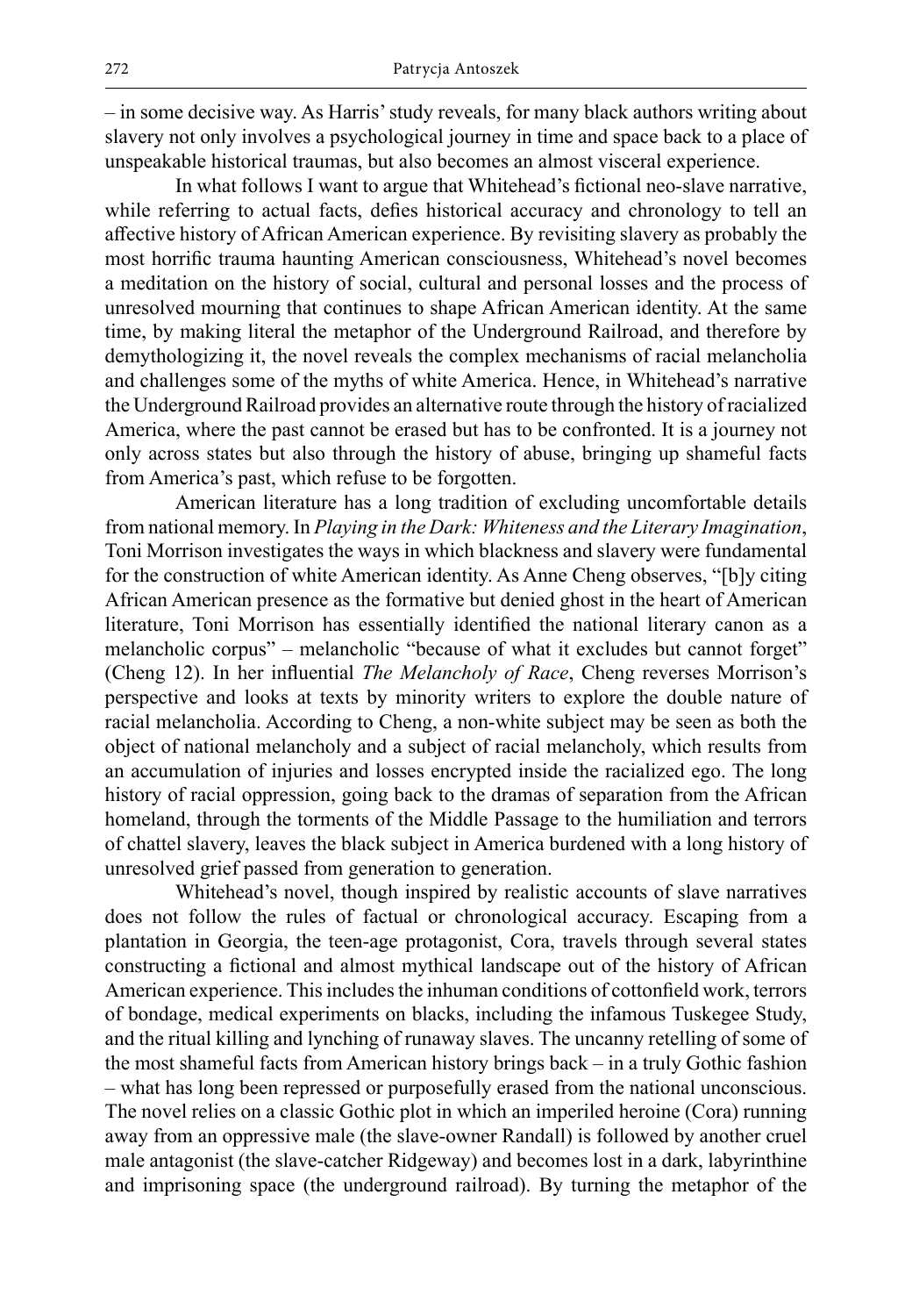– in some decisive way. As Harris' study reveals, for many black authors writing about slavery not only involves a psychological journey in time and space back to a place of unspeakable historical traumas, but also becomes an almost visceral experience.

In what follows I want to argue that Whitehead's fictional neo-slave narrative, while referring to actual facts, defies historical accuracy and chronology to tell an affective history of African American experience. By revisiting slavery as probably the most horrific trauma haunting American consciousness, Whitehead's novel becomes a meditation on the history of social, cultural and personal losses and the process of unresolved mourning that continues to shape African American identity. At the same time, by making literal the metaphor of the Underground Railroad, and therefore by demythologizing it, the novel reveals the complex mechanisms of racial melancholia and challenges some of the myths of white America. Hence, in Whitehead's narrative the Underground Railroad provides an alternative route through the history of racialized America, where the past cannot be erased but has to be confronted. It is a journey not only across states but also through the history of abuse, bringing up shameful facts from America's past, which refuse to be forgotten.

American literature has a long tradition of excluding uncomfortable details from national memory. In *Playing in the Dark: Whiteness and the Literary Imagination*, Toni Morrison investigates the ways in which blackness and slavery were fundamental for the construction of white American identity. As Anne Cheng observes, "[b]y citing African American presence as the formative but denied ghost in the heart of American literature, Toni Morrison has essentially identified the national literary canon as a melancholic corpus" – melancholic "because of what it excludes but cannot forget" (Cheng 12). In her influential *The Melancholy of Race*, Cheng reverses Morrison's perspective and looks at texts by minority writers to explore the double nature of racial melancholia. According to Cheng, a non-white subject may be seen as both the object of national melancholy and a subject of racial melancholy, which results from an accumulation of injuries and losses encrypted inside the racialized ego. The long history of racial oppression, going back to the dramas of separation from the African homeland, through the torments of the Middle Passage to the humiliation and terrors of chattel slavery, leaves the black subject in America burdened with a long history of unresolved grief passed from generation to generation.

Whitehead's novel, though inspired by realistic accounts of slave narratives does not follow the rules of factual or chronological accuracy. Escaping from a plantation in Georgia, the teen-age protagonist, Cora, travels through several states constructing a fictional and almost mythical landscape out of the history of African American experience. This includes the inhuman conditions of cottonfield work, terrors of bondage, medical experiments on blacks, including the infamous Tuskegee Study, and the ritual killing and lynching of runaway slaves. The uncanny retelling of some of the most shameful facts from American history brings back – in a truly Gothic fashion – what has long been repressed or purposefully erased from the national unconscious. The novel relies on a classic Gothic plot in which an imperiled heroine (Cora) running away from an oppressive male (the slave-owner Randall) is followed by another cruel male antagonist (the slave-catcher Ridgeway) and becomes lost in a dark, labyrinthine and imprisoning space (the underground railroad). By turning the metaphor of the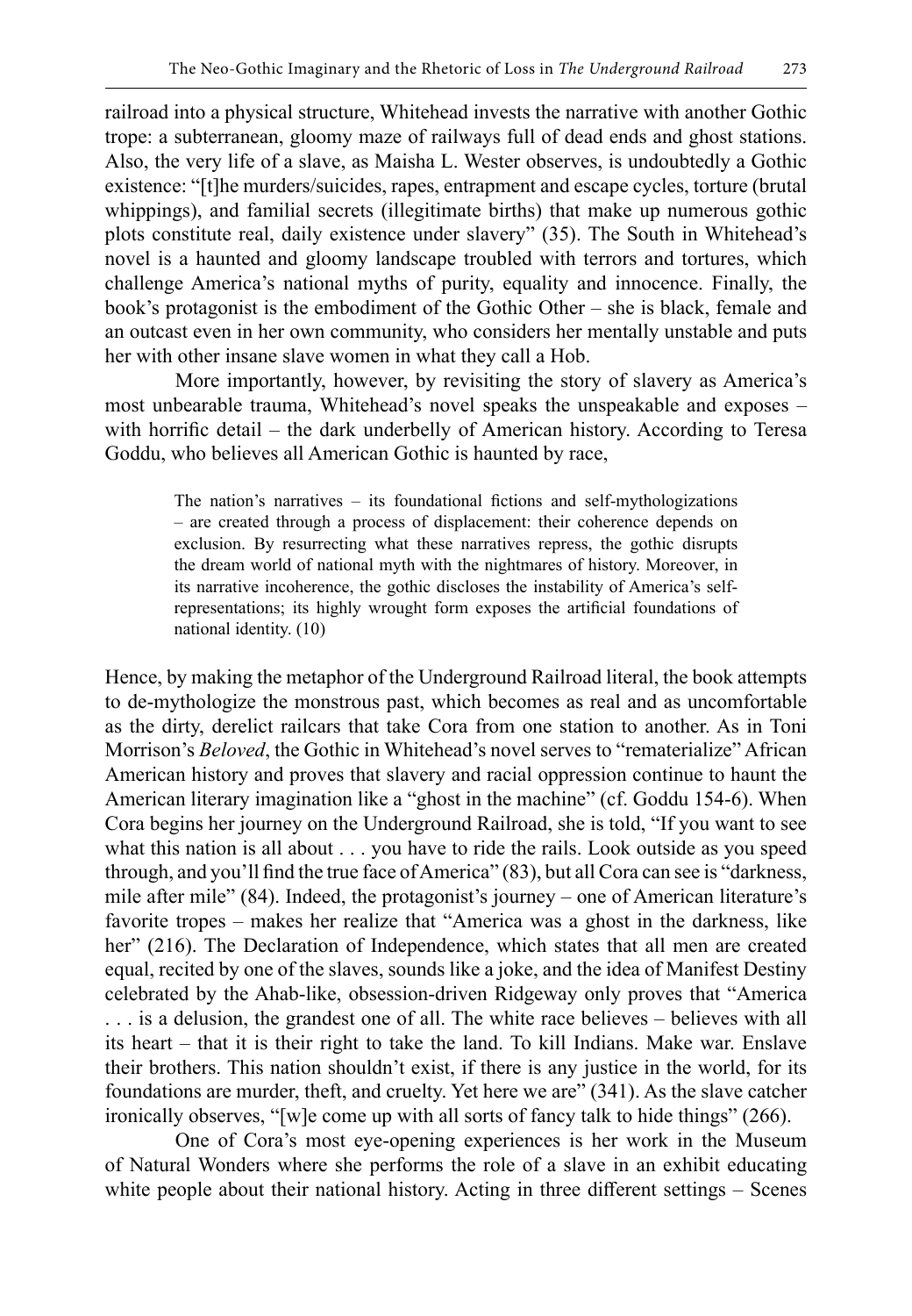railroad into a physical structure, Whitehead invests the narrative with another Gothic trope: a subterranean, gloomy maze of railways full of dead ends and ghost stations. Also, the very life of a slave, as Maisha L. Wester observes, is undoubtedly a Gothic existence: "[t]he murders/suicides, rapes, entrapment and escape cycles, torture (brutal whippings), and familial secrets (illegitimate births) that make up numerous gothic plots constitute real, daily existence under slavery" (35). The South in Whitehead's novel is a haunted and gloomy landscape troubled with terrors and tortures, which challenge America's national myths of purity, equality and innocence. Finally, the book's protagonist is the embodiment of the Gothic Other – she is black, female and an outcast even in her own community, who considers her mentally unstable and puts her with other insane slave women in what they call a Hob.

More importantly, however, by revisiting the story of slavery as America's most unbearable trauma, Whitehead's novel speaks the unspeakable and exposes – with horrific detail – the dark underbelly of American history. According to Teresa Goddu, who believes all American Gothic is haunted by race,

> The nation's narratives – its foundational fictions and self-mythologizations – are created through a process of displacement: their coherence depends on exclusion. By resurrecting what these narratives repress, the gothic disrupts the dream world of national myth with the nightmares of history. Moreover, in its narrative incoherence, the gothic discloses the instability of America's self-representations; its highly wrought form exposes the artificial foundations of national identity. (10)

Hence, by making the metaphor of the Underground Railroad literal, the book attempts to de-mythologize the monstrous past, which becomes as real and as uncomfortable as the dirty, derelict railcars that take Cora from one station to another. As in Toni Morrison's *Beloved*, the Gothic in Whitehead's novel serves to "rematerialize" African American history and proves that slavery and racial oppression continue to haunt the American literary imagination like a "ghost in the machine" (cf. Goddu 154-6). When Cora begins her journey on the Underground Railroad, she is told, "If you want to see what this nation is all about . . . you have to ride the rails. Look outside as you speed through, and you'll find the true face of America" (83), but all Cora can see is "darkness, mile after mile" (84). Indeed, the protagonist's journey – one of American literature's favorite tropes – makes her realize that "America was a ghost in the darkness, like her" (216). The Declaration of Independence, which states that all men are created equal, recited by one of the slaves, sounds like a joke, and the idea of Manifest Destiny celebrated by the Ahab-like, obsession-driven Ridgeway only proves that "America . . . is a delusion, the grandest one of all. The white race believes – believes with all its heart – that it is their right to take the land. To kill Indians. Make war. Enslave their brothers. This nation shouldn't exist, if there is any justice in the world, for its foundations are murder, theft, and cruelty. Yet here we are" (341). As the slave catcher ironically observes, "[w]e come up with all sorts of fancy talk to hide things" (266).

One of Cora's most eye-opening experiences is her work in the Museum of Natural Wonders where she performs the role of a slave in an exhibit educating white people about their national history. Acting in three different settings – Scenes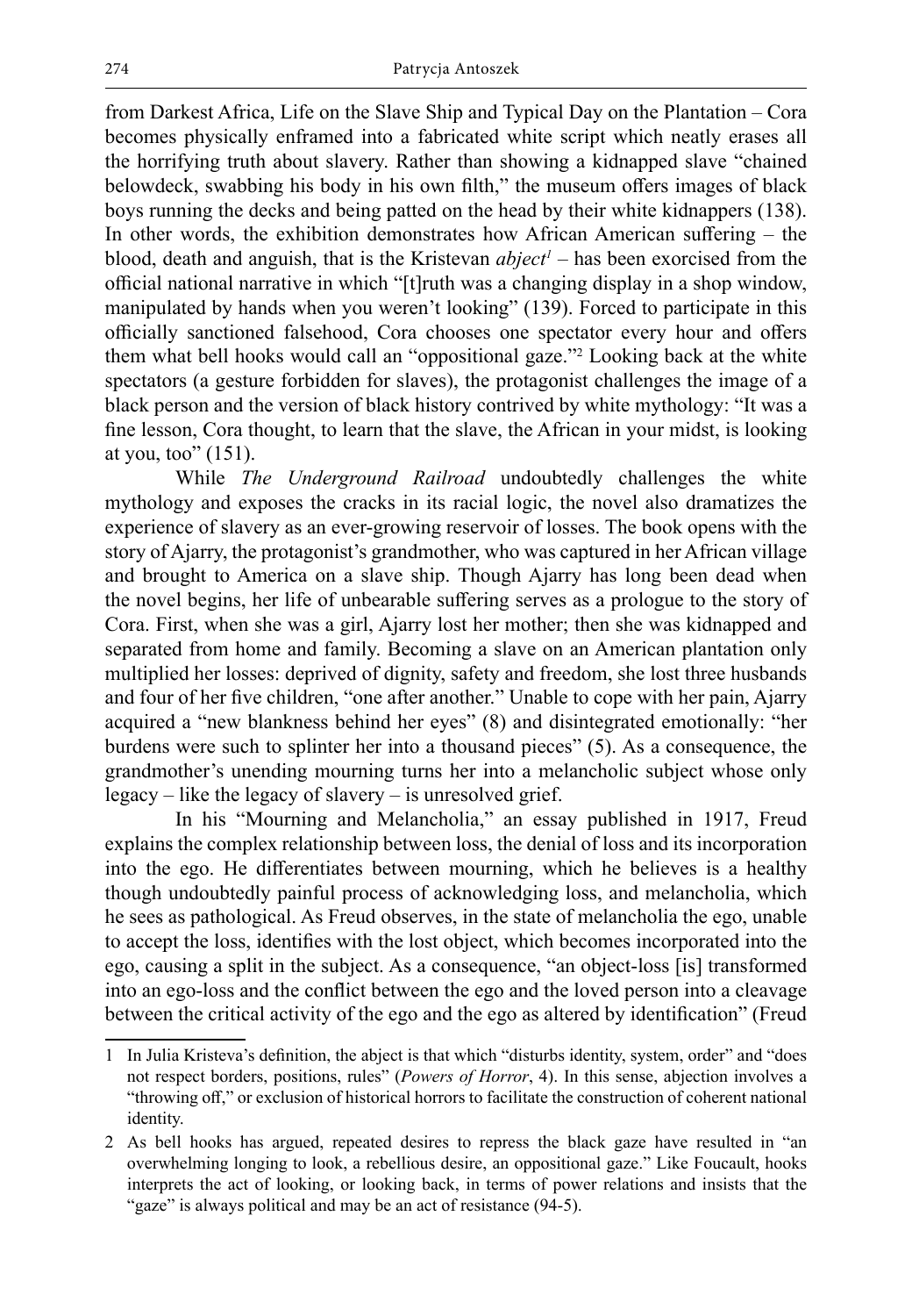from Darkest Africa, Life on the Slave Ship and Typical Day on the Plantation – Cora becomes physically enframed into a fabricated white script which neatly erases all the horrifying truth about slavery. Rather than showing a kidnapped slave "chained belowdeck, swabbing his body in his own filth," the museum offers images of black boys running the decks and being patted on the head by their white kidnappers (138). In other words, the exhibition demonstrates how African American suffering – the blood, death and anguish, that is the Kristevan *abject*[1] – has been exorcised from the official national narrative in which "[t]ruth was a changing display in a shop window, manipulated by hands when you weren't looking" (139). Forced to participate in this officially sanctioned falsehood, Cora chooses one spectator every hour and offers them what bell hooks would call an "oppositional gaze."[2] Looking back at the white spectators (a gesture forbidden for slaves), the protagonist challenges the image of a black person and the version of black history contrived by white mythology: "It was a fine lesson, Cora thought, to learn that the slave, the African in your midst, is looking at you, too" (151).

While *The Underground Railroad* undoubtedly challenges the white mythology and exposes the cracks in its racial logic, the novel also dramatizes the experience of slavery as an ever-growing reservoir of losses. The book opens with the story of Ajarry, the protagonist's grandmother, who was captured in her African village and brought to America on a slave ship. Though Ajarry has long been dead when the novel begins, her life of unbearable suffering serves as a prologue to the story of Cora. First, when she was a girl, Ajarry lost her mother; then she was kidnapped and separated from home and family. Becoming a slave on an American plantation only multiplied her losses: deprived of dignity, safety and freedom, she lost three husbands and four of her five children, "one after another." Unable to cope with her pain, Ajarry acquired a "new blankness behind her eyes" (8) and disintegrated emotionally: "her burdens were such to splinter her into a thousand pieces" (5). As a consequence, the grandmother's unending mourning turns her into a melancholic subject whose only legacy – like the legacy of slavery – is unresolved grief.

In his "Mourning and Melancholia," an essay published in 1917, Freud explains the complex relationship between loss, the denial of loss and its incorporation into the ego. He differentiates between mourning, which he believes is a healthy though undoubtedly painful process of acknowledging loss, and melancholia, which he sees as pathological. As Freud observes, in the state of melancholia the ego, unable to accept the loss, identifies with the lost object, which becomes incorporated into the ego, causing a split in the subject. As a consequence, "an object-loss [is] transformed into an ego-loss and the conflict between the ego and the loved person into a cleavage between the critical activity of the ego and the ego as altered by identification" (Freud

---

1 In Julia Kristeva's definition, the abject is that which "disturbs identity, system, order" and "does not respect borders, positions, rules" (*Powers of Horror*, 4). In this sense, abjection involves a "throwing off," or exclusion of historical horrors to facilitate the construction of coherent national identity.

2 As bell hooks has argued, repeated desires to repress the black gaze have resulted in "an overwhelming longing to look, a rebellious desire, an oppositional gaze." Like Foucault, hooks interprets the act of looking, or looking back, in terms of power relations and insists that the "gaze" is always political and may be an act of resistance (94-5).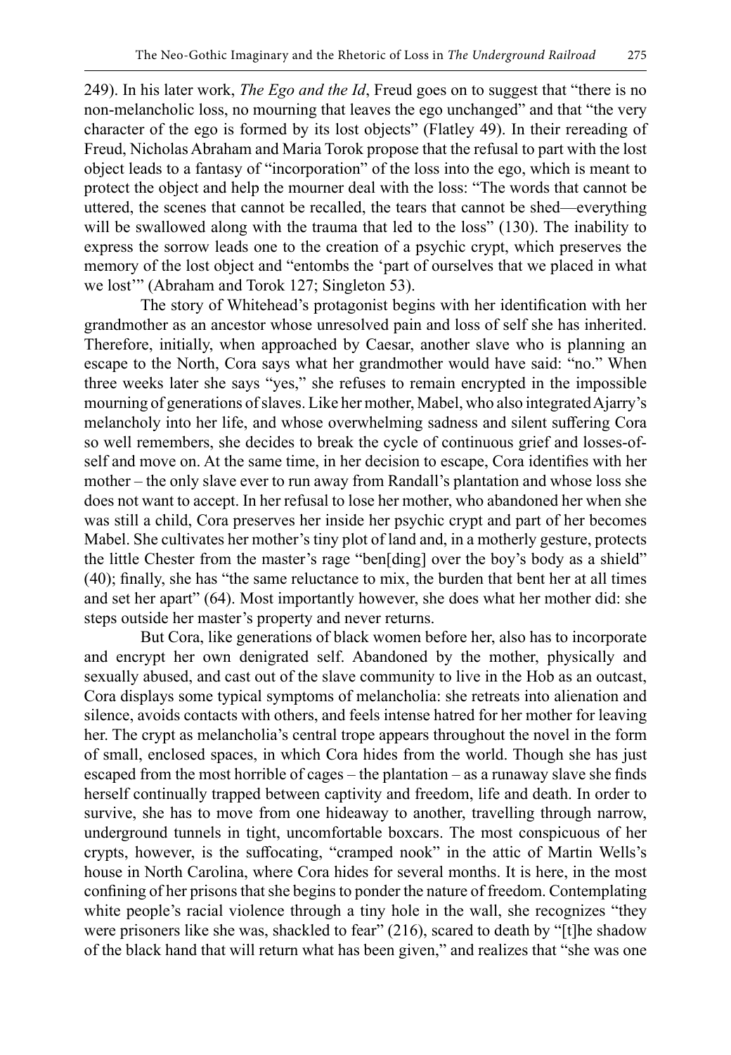249). In his later work, *The Ego and the Id*, Freud goes on to suggest that "there is no non-melancholic loss, no mourning that leaves the ego unchanged" and that "the very character of the ego is formed by its lost objects" (Flatley 49). In their rereading of Freud, Nicholas Abraham and Maria Torok propose that the refusal to part with the lost object leads to a fantasy of "incorporation" of the loss into the ego, which is meant to protect the object and help the mourner deal with the loss: "The words that cannot be uttered, the scenes that cannot be recalled, the tears that cannot be shed—everything will be swallowed along with the trauma that led to the loss" (130). The inability to express the sorrow leads one to the creation of a psychic crypt, which preserves the memory of the lost object and "entombs the 'part of ourselves that we placed in what we lost'" (Abraham and Torok 127; Singleton 53).

The story of Whitehead's protagonist begins with her identification with her grandmother as an ancestor whose unresolved pain and loss of self she has inherited. Therefore, initially, when approached by Caesar, another slave who is planning an escape to the North, Cora says what her grandmother would have said: "no." When three weeks later she says "yes," she refuses to remain encrypted in the impossible mourning of generations of slaves. Like her mother, Mabel, who also integrated Ajarry's melancholy into her life, and whose overwhelming sadness and silent suffering Cora so well remembers, she decides to break the cycle of continuous grief and losses-of-self and move on. At the same time, in her decision to escape, Cora identifies with her mother – the only slave ever to run away from Randall's plantation and whose loss she does not want to accept. In her refusal to lose her mother, who abandoned her when she was still a child, Cora preserves her inside her psychic crypt and part of her becomes Mabel. She cultivates her mother's tiny plot of land and, in a motherly gesture, protects the little Chester from the master's rage "ben[ding] over the boy's body as a shield" (40); finally, she has "the same reluctance to mix, the burden that bent her at all times and set her apart" (64). Most importantly however, she does what her mother did: she steps outside her master's property and never returns.

But Cora, like generations of black women before her, also has to incorporate and encrypt her own denigrated self. Abandoned by the mother, physically and sexually abused, and cast out of the slave community to live in the Hob as an outcast, Cora displays some typical symptoms of melancholia: she retreats into alienation and silence, avoids contacts with others, and feels intense hatred for her mother for leaving her. The crypt as melancholia's central trope appears throughout the novel in the form of small, enclosed spaces, in which Cora hides from the world. Though she has just escaped from the most horrible of cages – the plantation – as a runaway slave she finds herself continually trapped between captivity and freedom, life and death. In order to survive, she has to move from one hideaway to another, travelling through narrow, underground tunnels in tight, uncomfortable boxcars. The most conspicuous of her crypts, however, is the suffocating, "cramped nook" in the attic of Martin Wells's house in North Carolina, where Cora hides for several months. It is here, in the most confining of her prisons that she begins to ponder the nature of freedom. Contemplating white people's racial violence through a tiny hole in the wall, she recognizes "they were prisoners like she was, shackled to fear" (216), scared to death by "[t]he shadow of the black hand that will return what has been given," and realizes that "she was one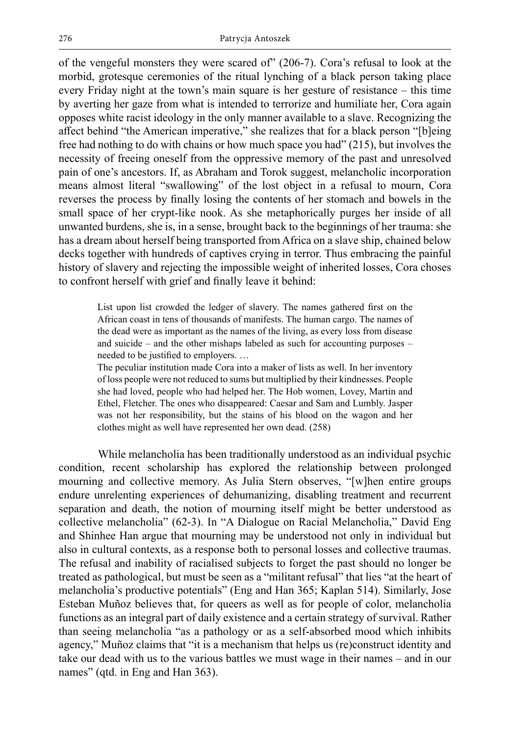of the vengeful monsters they were scared of" (206-7). Cora's refusal to look at the morbid, grotesque ceremonies of the ritual lynching of a black person taking place every Friday night at the town's main square is her gesture of resistance – this time by averting her gaze from what is intended to terrorize and humiliate her, Cora again opposes white racist ideology in the only manner available to a slave. Recognizing the affect behind "the American imperative," she realizes that for a black person "[b]eing free had nothing to do with chains or how much space you had" (215), but involves the necessity of freeing oneself from the oppressive memory of the past and unresolved pain of one's ancestors. If, as Abraham and Torok suggest, melancholic incorporation means almost literal "swallowing" of the lost object in a refusal to mourn, Cora reverses the process by finally losing the contents of her stomach and bowels in the small space of her crypt-like nook. As she metaphorically purges her inside of all unwanted burdens, she is, in a sense, brought back to the beginnings of her trauma: she has a dream about herself being transported from Africa on a slave ship, chained below decks together with hundreds of captives crying in terror. Thus embracing the painful history of slavery and rejecting the impossible weight of inherited losses, Cora choses to confront herself with grief and finally leave it behind:

> List upon list crowded the ledger of slavery. The names gathered first on the African coast in tens of thousands of manifests. The human cargo. The names of the dead were as important as the names of the living, as every loss from disease and suicide – and the other mishaps labeled as such for accounting purposes – needed to be justified to employers. …
>
> The peculiar institution made Cora into a maker of lists as well. In her inventory of loss people were not reduced to sums but multiplied by their kindnesses. People she had loved, people who had helped her. The Hob women, Lovey, Martin and Ethel, Fletcher. The ones who disappeared: Caesar and Sam and Lumbly. Jasper was not her responsibility, but the stains of his blood on the wagon and her clothes might as well have represented her own dead. (258)

While melancholia has been traditionally understood as an individual psychic condition, recent scholarship has explored the relationship between prolonged mourning and collective memory. As Julia Stern observes, "[w]hen entire groups endure unrelenting experiences of dehumanizing, disabling treatment and recurrent separation and death, the notion of mourning itself might be better understood as collective melancholia" (62-3). In "A Dialogue on Racial Melancholia," David Eng and Shinhee Han argue that mourning may be understood not only in individual but also in cultural contexts, as a response both to personal losses and collective traumas. The refusal and inability of racialised subjects to forget the past should no longer be treated as pathological, but must be seen as a "militant refusal" that lies "at the heart of melancholia's productive potentials" (Eng and Han 365; Kaplan 514). Similarly, Jose Esteban Muñoz believes that, for queers as well as for people of color, melancholia functions as an integral part of daily existence and a certain strategy of survival. Rather than seeing melancholia "as a pathology or as a self-absorbed mood which inhibits agency," Muñoz claims that "it is a mechanism that helps us (re)construct identity and take our dead with us to the various battles we must wage in their names – and in our names" (qtd. in Eng and Han 363).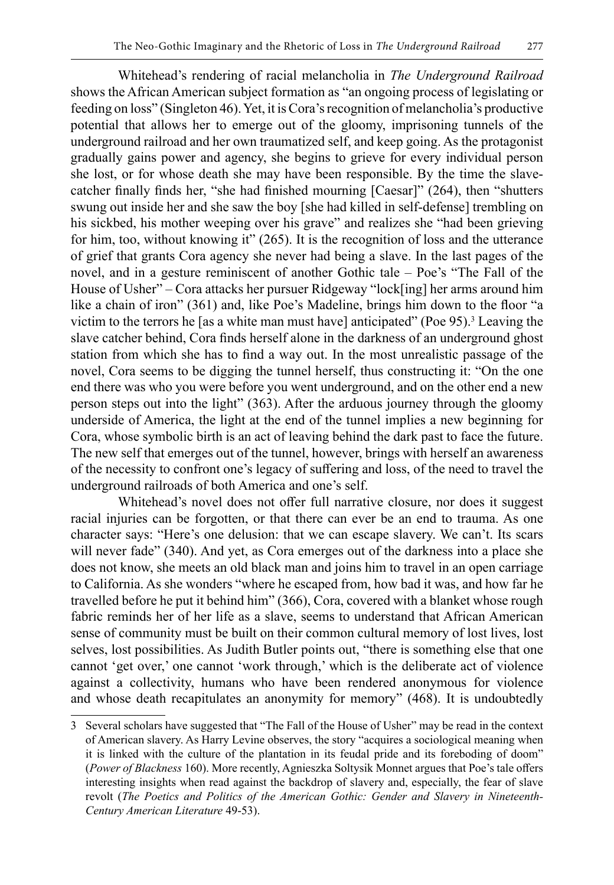Whitehead's rendering of racial melancholia in *The Underground Railroad* shows the African American subject formation as "an ongoing process of legislating or feeding on loss" (Singleton 46). Yet, it is Cora's recognition of melancholia's productive potential that allows her to emerge out of the gloomy, imprisoning tunnels of the underground railroad and her own traumatized self, and keep going. As the protagonist gradually gains power and agency, she begins to grieve for every individual person she lost, or for whose death she may have been responsible. By the time the slave-catcher finally finds her, "she had finished mourning [Caesar]" (264), then "shutters swung out inside her and she saw the boy [she had killed in self-defense] trembling on his sickbed, his mother weeping over his grave" and realizes she "had been grieving for him, too, without knowing it" (265). It is the recognition of loss and the utterance of grief that grants Cora agency she never had being a slave. In the last pages of the novel, and in a gesture reminiscent of another Gothic tale – Poe's "The Fall of the House of Usher" – Cora attacks her pursuer Ridgeway "lock[ing] her arms around him like a chain of iron" (361) and, like Poe's Madeline, brings him down to the floor "a victim to the terrors he [as a white man must have] anticipated" (Poe 95).[3] Leaving the slave catcher behind, Cora finds herself alone in the darkness of an underground ghost station from which she has to find a way out. In the most unrealistic passage of the novel, Cora seems to be digging the tunnel herself, thus constructing it: "On the one end there was who you were before you went underground, and on the other end a new person steps out into the light" (363). After the arduous journey through the gloomy underside of America, the light at the end of the tunnel implies a new beginning for Cora, whose symbolic birth is an act of leaving behind the dark past to face the future. The new self that emerges out of the tunnel, however, brings with herself an awareness of the necessity to confront one's legacy of suffering and loss, of the need to travel the underground railroads of both America and one's self.

Whitehead's novel does not offer full narrative closure, nor does it suggest racial injuries can be forgotten, or that there can ever be an end to trauma. As one character says: "Here's one delusion: that we can escape slavery. We can't. Its scars will never fade" (340). And yet, as Cora emerges out of the darkness into a place she does not know, she meets an old black man and joins him to travel in an open carriage to California. As she wonders "where he escaped from, how bad it was, and how far he travelled before he put it behind him" (366), Cora, covered with a blanket whose rough fabric reminds her of her life as a slave, seems to understand that African American sense of community must be built on their common cultural memory of lost lives, lost selves, lost possibilities. As Judith Butler points out, "there is something else that one cannot 'get over,' one cannot 'work through,' which is the deliberate act of violence against a collectivity, humans who have been rendered anonymous for violence and whose death recapitulates an anonymity for memory" (468). It is undoubtedly

3 Several scholars have suggested that "The Fall of the House of Usher" may be read in the context of American slavery. As Harry Levine observes, the story "acquires a sociological meaning when it is linked with the culture of the plantation in its feudal pride and its foreboding of doom" (*Power of Blackness* 160). More recently, Agnieszka Soltysik Monnet argues that Poe's tale offers interesting insights when read against the backdrop of slavery and, especially, the fear of slave revolt (*The Poetics and Politics of the American Gothic: Gender and Slavery in Nineteenth-Century American Literature* 49-53).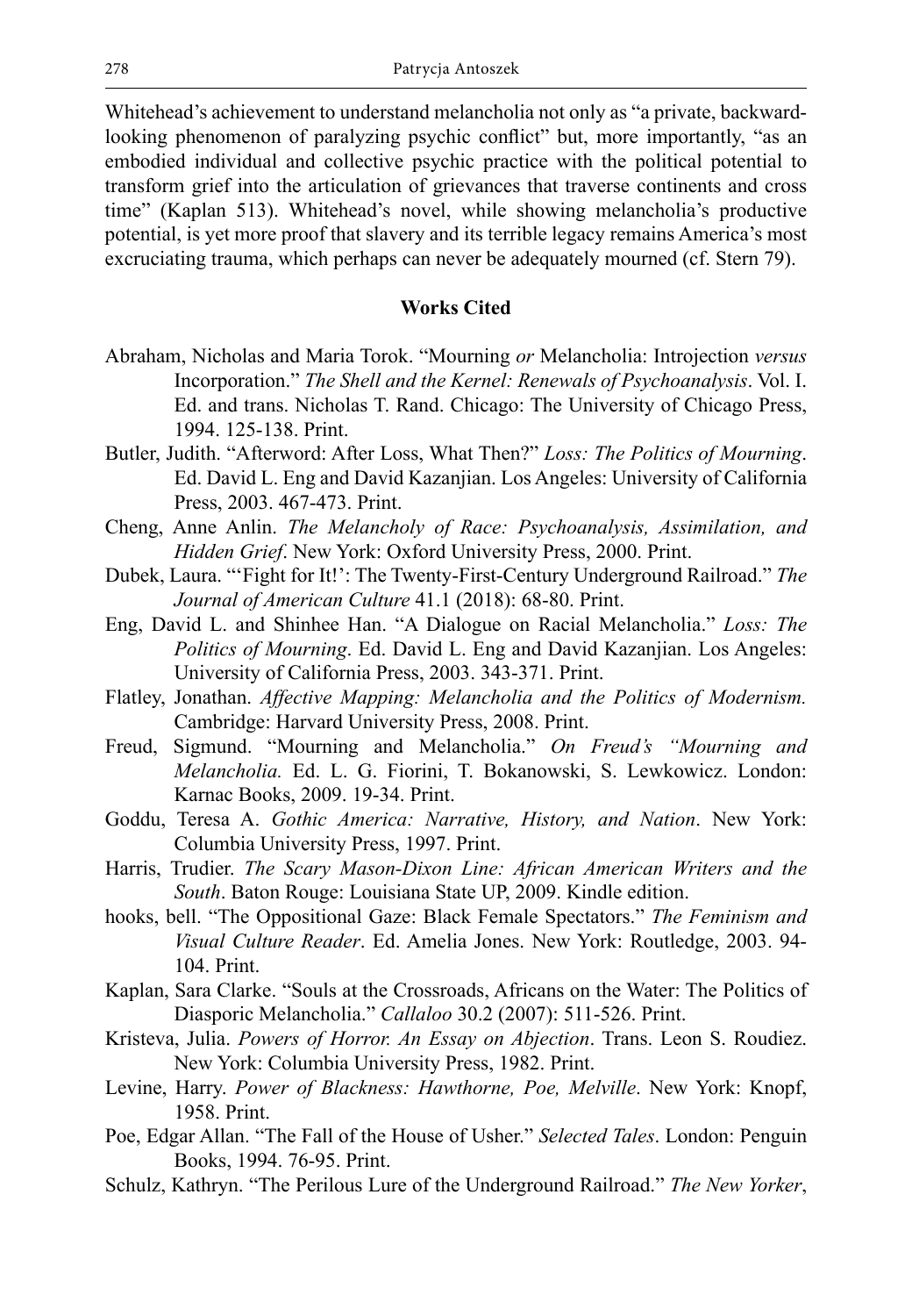Whitehead's achievement to understand melancholia not only as "a private, backward-looking phenomenon of paralyzing psychic conflict" but, more importantly, "as an embodied individual and collective psychic practice with the political potential to transform grief into the articulation of grievances that traverse continents and cross time" (Kaplan 513). Whitehead's novel, while showing melancholia's productive potential, is yet more proof that slavery and its terrible legacy remains America's most excruciating trauma, which perhaps can never be adequately mourned (cf. Stern 79).

## Works Cited

Abraham, Nicholas and Maria Torok. "Mourning *or* Melancholia: Introjection *versus* Incorporation." *The Shell and the Kernel: Renewals of Psychoanalysis*. Vol. I. Ed. and trans. Nicholas T. Rand. Chicago: The University of Chicago Press, 1994. 125-138. Print.

Butler, Judith. "Afterword: After Loss, What Then?" *Loss: The Politics of Mourning*. Ed. David L. Eng and David Kazanjian. Los Angeles: University of California Press, 2003. 467-473. Print.

Cheng, Anne Anlin. *The Melancholy of Race: Psychoanalysis, Assimilation, and Hidden Grief*. New York: Oxford University Press, 2000. Print.

Dubek, Laura. "'Fight for It!': The Twenty-First-Century Underground Railroad." *The Journal of American Culture* 41.1 (2018): 68-80. Print.

Eng, David L. and Shinhee Han. "A Dialogue on Racial Melancholia." *Loss: The Politics of Mourning*. Ed. David L. Eng and David Kazanjian. Los Angeles: University of California Press, 2003. 343-371. Print.

Flatley, Jonathan. *Affective Mapping: Melancholia and the Politics of Modernism.* Cambridge: Harvard University Press, 2008. Print.

Freud, Sigmund. "Mourning and Melancholia." *On Freud's "Mourning and Melancholia.* Ed. L. G. Fiorini, T. Bokanowski, S. Lewkowicz. London: Karnac Books, 2009. 19-34. Print.

Goddu, Teresa A. *Gothic America: Narrative, History, and Nation*. New York: Columbia University Press, 1997. Print.

Harris, Trudier. *The Scary Mason-Dixon Line: African American Writers and the South*. Baton Rouge: Louisiana State UP, 2009. Kindle edition.

hooks, bell. "The Oppositional Gaze: Black Female Spectators." *The Feminism and Visual Culture Reader*. Ed. Amelia Jones. New York: Routledge, 2003. 94-104. Print.

Kaplan, Sara Clarke. "Souls at the Crossroads, Africans on the Water: The Politics of Diasporic Melancholia." *Callaloo* 30.2 (2007): 511-526. Print.

Kristeva, Julia. *Powers of Horror. An Essay on Abjection*. Trans. Leon S. Roudiez. New York: Columbia University Press, 1982. Print.

Levine, Harry. *Power of Blackness: Hawthorne, Poe, Melville*. New York: Knopf, 1958. Print.

Poe, Edgar Allan. "The Fall of the House of Usher." *Selected Tales*. London: Penguin Books, 1994. 76-95. Print.

Schulz, Kathryn. "The Perilous Lure of the Underground Railroad." *The New Yorker*,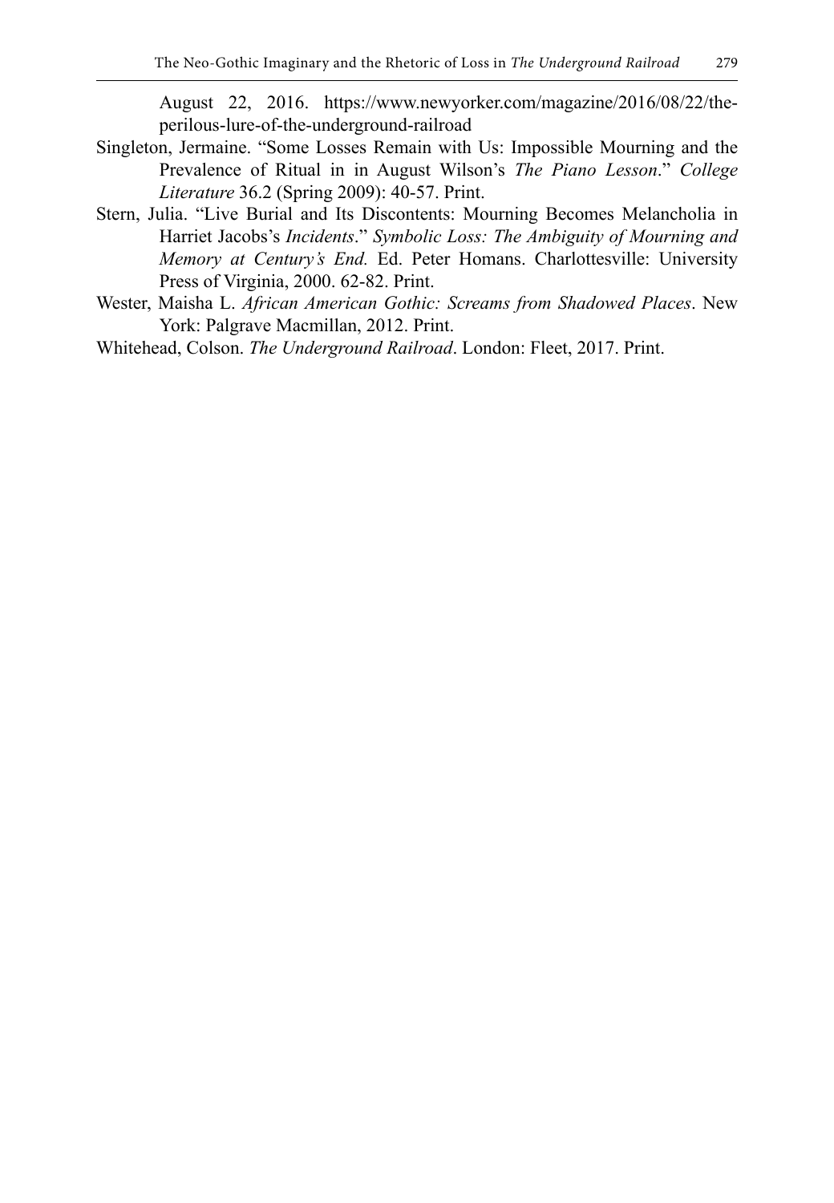August 22, 2016. https://www.newyorker.com/magazine/2016/08/22/the-perilous-lure-of-the-underground-railroad

Singleton, Jermaine. "Some Losses Remain with Us: Impossible Mourning and the Prevalence of Ritual in in August Wilson's *The Piano Lesson*." *College Literature* 36.2 (Spring 2009): 40-57. Print.

Stern, Julia. "Live Burial and Its Discontents: Mourning Becomes Melancholia in Harriet Jacobs's *Incidents*." *Symbolic Loss: The Ambiguity of Mourning and Memory at Century's End.* Ed. Peter Homans. Charlottesville: University Press of Virginia, 2000. 62-82. Print.

Wester, Maisha L. *African American Gothic: Screams from Shadowed Places*. New York: Palgrave Macmillan, 2012. Print.

Whitehead, Colson. *The Underground Railroad*. London: Fleet, 2017. Print.